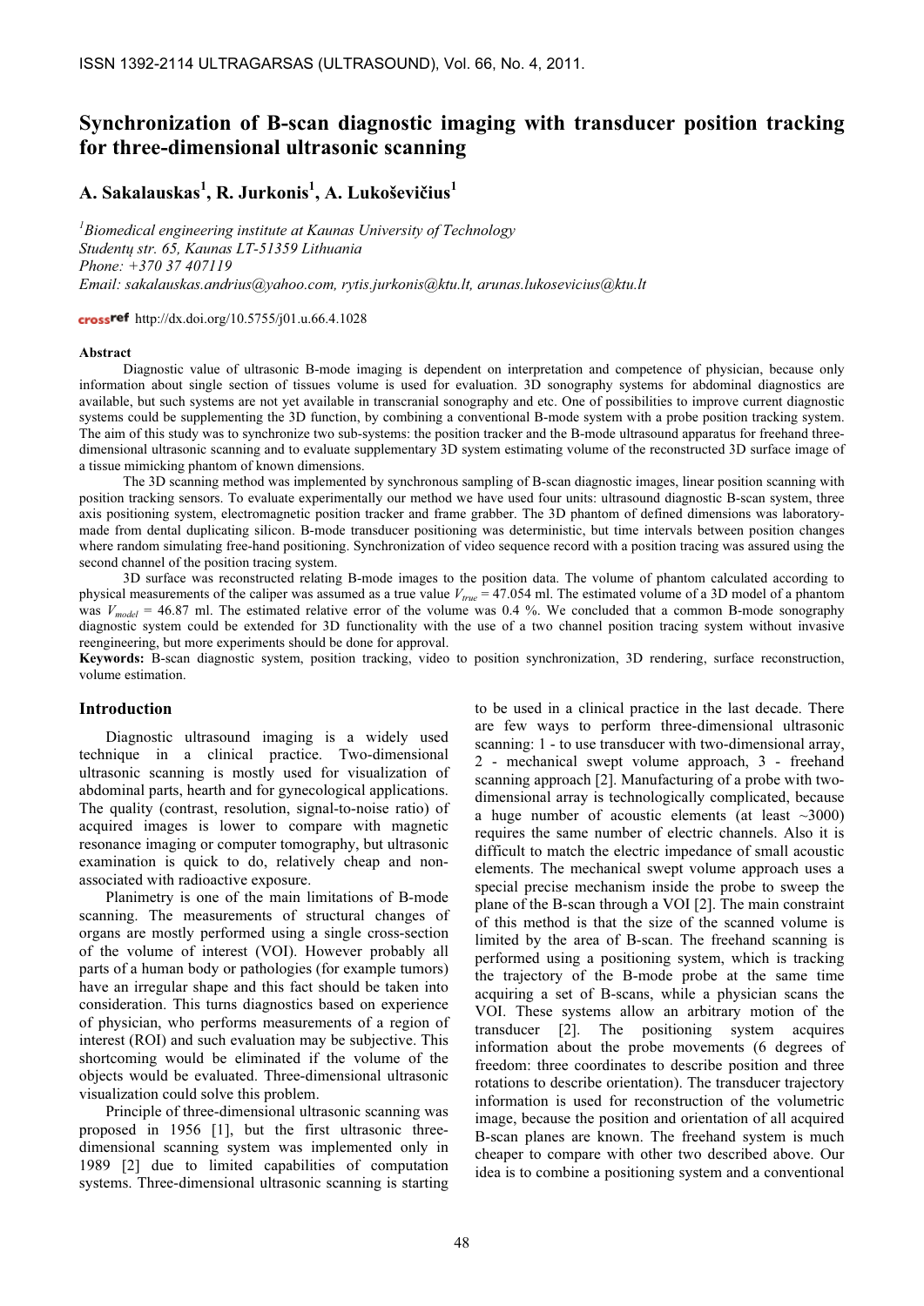# Synchronization of B-scan diagnostic imaging with transducer position tracking for three-dimensional ultrasonic scanning

**A. Sakalauskas[1], R. Jurkonis[1], A. Lukoševičius[1]**

*[1]Biomedical engineering institute at Kaunas University of Technology*
*Studentų str. 65, Kaunas LT-51359 Lithuania*
*Phone: +370 37 407119*
*Email: sakalauskas.andrius@yahoo.com, rytis.jurkonis@ktu.lt, arunas.lukosevicius@ktu.lt*

http://dx.doi.org/10.5755/j01.u.66.4.1028

### Abstract

Diagnostic value of ultrasonic B-mode imaging is dependent on interpretation and competence of physician, because only information about single section of tissues volume is used for evaluation. 3D sonography systems for abdominal diagnostics are available, but such systems are not yet available in transcranial sonography and etc. One of possibilities to improve current diagnostic systems could be supplementing the 3D function, by combining a conventional B-mode system with a probe position tracking system. The aim of this study was to synchronize two sub-systems: the position tracker and the B-mode ultrasound apparatus for freehand three-dimensional ultrasonic scanning and to evaluate supplementary 3D system estimating volume of the reconstructed 3D surface image of a tissue mimicking phantom of known dimensions.

The 3D scanning method was implemented by synchronous sampling of B-scan diagnostic images, linear position scanning with position tracking sensors. To evaluate experimentally our method we have used four units: ultrasound diagnostic B-scan system, three axis positioning system, electromagnetic position tracker and frame grabber. The 3D phantom of defined dimensions was laboratory-made from dental duplicating silicon. B-mode transducer positioning was deterministic, but time intervals between position changes where random simulating free-hand positioning. Synchronization of video sequence record with a position tracing was assured using the second channel of the position tracing system.

3D surface was reconstructed relating B-mode images to the position data. The volume of phantom calculated according to physical measurements of the caliper was assumed as a true value $V_{true}$ = 47.054 ml. The estimated volume of a 3D model of a phantom was $V_{model}$ = 46.87 ml. The estimated relative error of the volume was 0.4 %. We concluded that a common B-mode sonography diagnostic system could be extended for 3D functionality with the use of a two channel position tracing system without invasive reengineering, but more experiments should be done for approval.

**Keywords:** B-scan diagnostic system, position tracking, video to position synchronization, 3D rendering, surface reconstruction, volume estimation.

## Introduction

Diagnostic ultrasound imaging is a widely used technique in a clinical practice. Two-dimensional ultrasonic scanning is mostly used for visualization of abdominal parts, hearth and for gynecological applications. The quality (contrast, resolution, signal-to-noise ratio) of acquired images is lower to compare with magnetic resonance imaging or computer tomography, but ultrasonic examination is quick to do, relatively cheap and non-associated with radioactive exposure.

Planimetry is one of the main limitations of B-mode scanning. The measurements of structural changes of organs are mostly performed using a single cross-section of the volume of interest (VOI). However probably all parts of a human body or pathologies (for example tumors) have an irregular shape and this fact should be taken into consideration. This turns diagnostics based on experience of physician, who performs measurements of a region of interest (ROI) and such evaluation may be subjective. This shortcoming would be eliminated if the volume of the objects would be evaluated. Three-dimensional ultrasonic visualization could solve this problem.

Principle of three-dimensional ultrasonic scanning was proposed in 1956 [1], but the first ultrasonic three-dimensional scanning system was implemented only in 1989 [2] due to limited capabilities of computation systems. Three-dimensional ultrasonic scanning is starting to be used in a clinical practice in the last decade. There are few ways to perform three-dimensional ultrasonic scanning: 1 - to use transducer with two-dimensional array, 2 - mechanical swept volume approach, 3 - freehand scanning approach [2]. Manufacturing of a probe with two-dimensional array is technologically complicated, because a huge number of acoustic elements (at least ~3000) requires the same number of electric channels. Also it is difficult to match the electric impedance of small acoustic elements. The mechanical swept volume approach uses a special precise mechanism inside the probe to sweep the plane of the B-scan through a VOI [2]. The main constraint of this method is that the size of the scanned volume is limited by the area of B-scan. The freehand scanning is performed using a positioning system, which is tracking the trajectory of the B-mode probe at the same time acquiring a set of B-scans, while a physician scans the VOI. These systems allow an arbitrary motion of the transducer [2]. The positioning system acquires information about the probe movements (6 degrees of freedom: three coordinates to describe position and three rotations to describe orientation). The transducer trajectory information is used for reconstruction of the volumetric image, because the position and orientation of all acquired B-scan planes are known. The freehand system is much cheaper to compare with other two described above. Our idea is to combine a positioning system and a conventional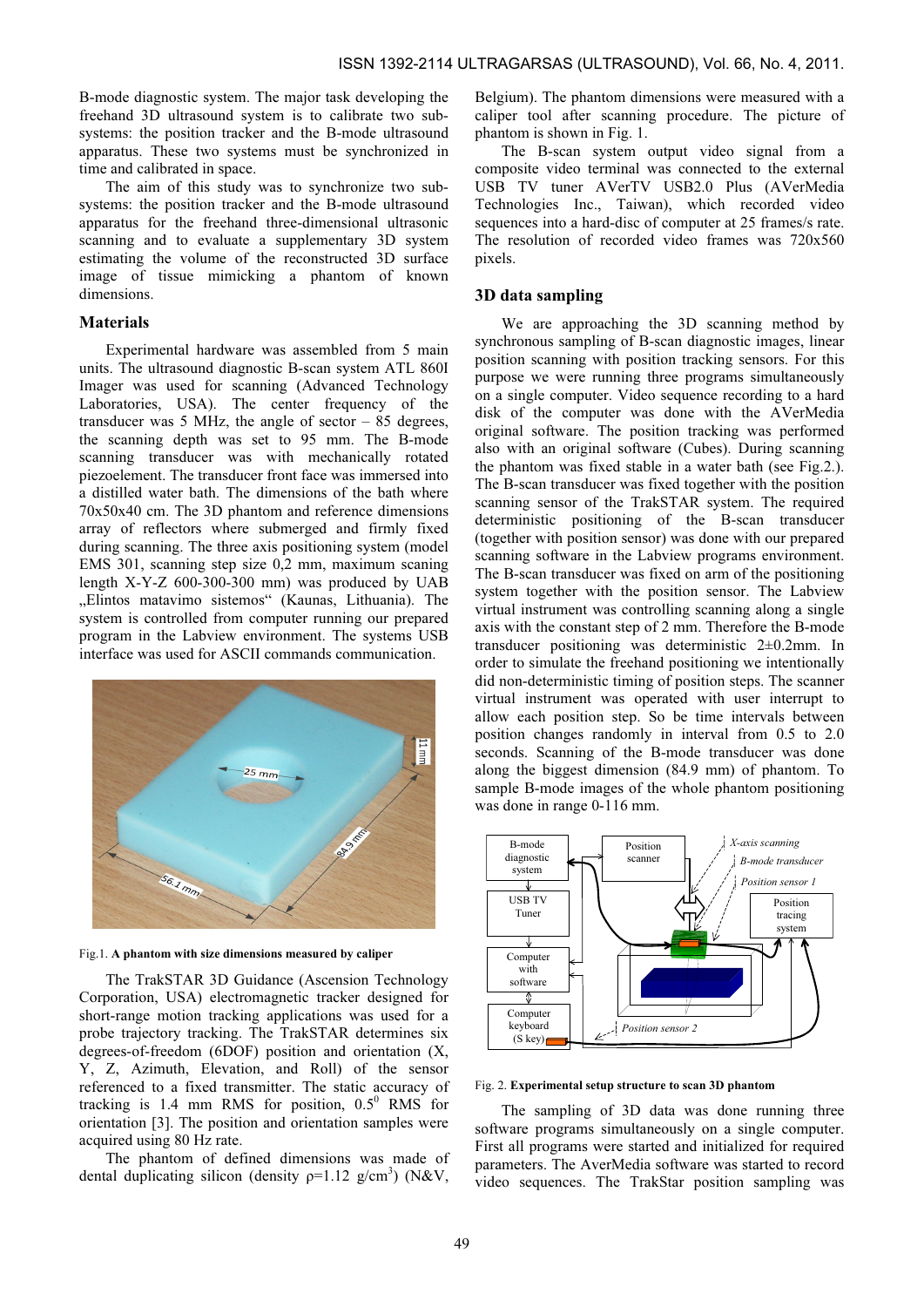B-mode diagnostic system. The major task developing the freehand 3D ultrasound system is to calibrate two sub-systems: the position tracker and the B-mode ultrasound apparatus. These two systems must be synchronized in time and calibrated in space.

The aim of this study was to synchronize two sub-systems: the position tracker and the B-mode ultrasound apparatus for the freehand three-dimensional ultrasonic scanning and to evaluate a supplementary 3D system estimating the volume of the reconstructed 3D surface image of tissue mimicking a phantom of known dimensions.

## Materials

Experimental hardware was assembled from 5 main units. The ultrasound diagnostic B-scan system ATL 860I Imager was used for scanning (Advanced Technology Laboratories, USA). The center frequency of the transducer was 5 MHz, the angle of sector – 85 degrees, the scanning depth was set to 95 mm. The B-mode scanning transducer was with mechanically rotated piezoelement. The transducer front face was immersed into a distilled water bath. The dimensions of the bath where 70x50x40 cm. The 3D phantom and reference dimensions array of reflectors where submerged and firmly fixed during scanning. The three axis positioning system (model EMS 301, scanning step size 0,2 mm, maximum scaning length X-Y-Z 600-300-300 mm) was produced by UAB „Elintos matavimo sistemos" (Kaunas, Lithuania). The system is controlled from computer running our prepared program in the Labview environment. The systems USB interface was used for ASCII commands communication.

Fig.1. **A phantom with size dimensions measured by caliper**

The TrakSTAR 3D Guidance (Ascension Technology Corporation, USA) electromagnetic tracker designed for short-range motion tracking applications was used for a probe trajectory tracking. The TrakSTAR determines six degrees-of-freedom (6DOF) position and orientation (X, Y, Z, Azimuth, Elevation, and Roll) of the sensor referenced to a fixed transmitter. The static accuracy of tracking is 1.4 mm RMS for position, $0.5^0$ RMS for orientation [3]. The position and orientation samples were acquired using 80 Hz rate.

The phantom of defined dimensions was made of dental duplicating silicon (density $\rho$=1.12 g/cm$^3$) (N&V, Belgium). The phantom dimensions were measured with a caliper tool after scanning procedure. The picture of phantom is shown in Fig. 1.

The B-scan system output video signal from a composite video terminal was connected to the external USB TV tuner AVerTV USB2.0 Plus (AVerMedia Technologies Inc., Taiwan), which recorded video sequences into a hard-disc of computer at 25 frames/s rate. The resolution of recorded video frames was 720x560 pixels.

## 3D data sampling

We are approaching the 3D scanning method by synchronous sampling of B-scan diagnostic images, linear position scanning with position tracking sensors. For this purpose we were running three programs simultaneously on a single computer. Video sequence recording to a hard disk of the computer was done with the AVerMedia original software. The position tracking was performed also with an original software (Cubes). During scanning the phantom was fixed stable in a water bath (see Fig.2.). The B-scan transducer was fixed together with the position scanning sensor of the TrakSTAR system. The required deterministic positioning of the B-scan transducer (together with position sensor) was done with our prepared scanning software in the Labview programs environment. The B-scan transducer was fixed on arm of the positioning system together with the position sensor. The Labview virtual instrument was controlling scanning along a single axis with the constant step of 2 mm. Therefore the B-mode transducer positioning was deterministic 2±0.2mm. In order to simulate the freehand positioning we intentionally did non-deterministic timing of position steps. The scanner virtual instrument was operated with user interrupt to allow each position step. So be time intervals between position changes randomly in interval from 0.5 to 2.0 seconds. Scanning of the B-mode transducer was done along the biggest dimension (84.9 mm) of phantom. To sample B-mode images of the whole phantom positioning was done in range 0-116 mm.

Fig. 2. **Experimental setup structure to scan 3D phantom**

The sampling of 3D data was done running three software programs simultaneously on a single computer. First all programs were started and initialized for required parameters. The AverMedia software was started to record video sequences. The TrakStar position sampling was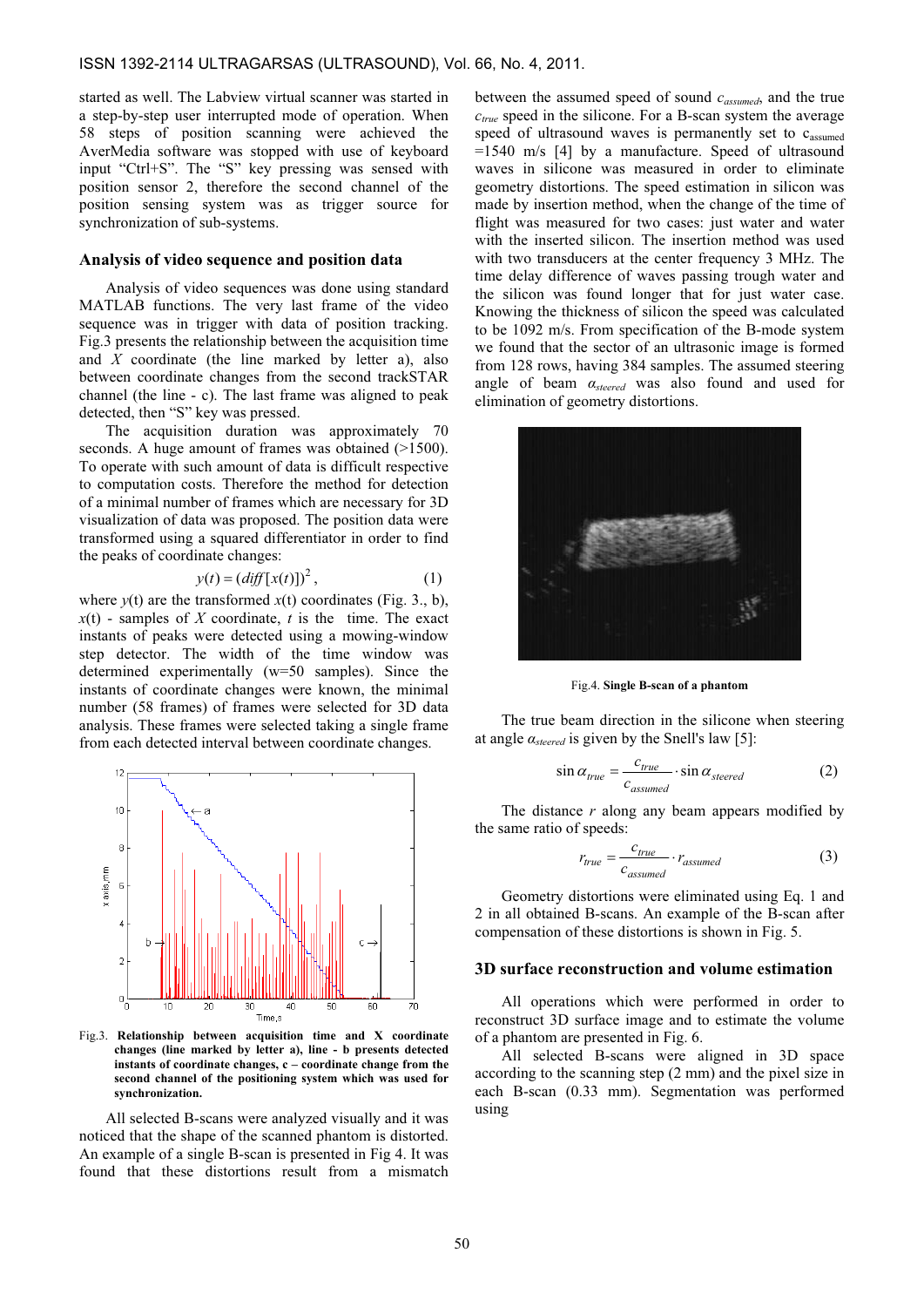started as well. The Labview virtual scanner was started in a step-by-step user interrupted mode of operation. When 58 steps of position scanning were achieved the AverMedia software was stopped with use of keyboard input "Ctrl+S". The "S" key pressing was sensed with position sensor 2, therefore the second channel of the position sensing system was as trigger source for synchronization of sub-systems.

## Analysis of video sequence and position data

Analysis of video sequences was done using standard MATLAB functions. The very last frame of the video sequence was in trigger with data of position tracking. Fig.3 presents the relationship between the acquisition time and $X$ coordinate (the line marked by letter a), also between coordinate changes from the second trackSTAR channel (the line - c). The last frame was aligned to peak detected, then "S" key was pressed.

The acquisition duration was approximately 70 seconds. A huge amount of frames was obtained (>1500). To operate with such amount of data is difficult respective to computation costs. Therefore the method for detection of a minimal number of frames which are necessary for 3D visualization of data was proposed. The position data were transformed using a squared differentiator in order to find the peaks of coordinate changes:

$$y(t) = (diff[x(t)])^2, \qquad (1)$$

where $y(t)$ are the transformed $x(t)$ coordinates (Fig. 3., b), $x(t)$ - samples of $X$ coordinate, $t$ is the time. The exact instants of peaks were detected using a mowing-window step detector. The width of the time window was determined experimentally (w=50 samples). Since the instants of coordinate changes were known, the minimal number (58 frames) of frames were selected for 3D data analysis. These frames were selected taking a single frame from each detected interval between coordinate changes.

Fig.3. **Relationship between acquisition time and X coordinate changes (line marked by letter a), line - b presents detected instants of coordinate changes, c – coordinate change from the second channel of the positioning system which was used for synchronization.**

All selected B-scans were analyzed visually and it was noticed that the shape of the scanned phantom is distorted. An example of a single B-scan is presented in Fig 4. It was found that these distortions result from a mismatch between the assumed speed of sound $c_{assumed}$, and the true $c_{true}$ speed in the silicone. For a B-scan system the average speed of ultrasound waves is permanently set to $c_{assumed}$ =1540 m/s [4] by a manufacture. Speed of ultrasound waves in silicone was measured in order to eliminate geometry distortions. The speed estimation in silicon was made by insertion method, when the change of the time of flight was measured for two cases: just water and water with the inserted silicon. The insertion method was used with two transducers at the center frequency 3 MHz. The time delay difference of waves passing trough water and the silicon was found longer that for just water case. Knowing the thickness of silicon the speed was calculated to be 1092 m/s. From specification of the B-mode system we found that the sector of an ultrasonic image is formed from 128 rows, having 384 samples. The assumed steering angle of beam $\alpha_{steered}$ was also found and used for elimination of geometry distortions.

Fig.4. **Single B-scan of a phantom**

The true beam direction in the silicone when steering at angle $\alpha_{steered}$ is given by the Snell's law [5]:

$$\sin\alpha_{true} = \frac{c_{true}}{c_{assumed}} \cdot \sin\alpha_{steered} \qquad (2)$$

The distance $r$ along any beam appears modified by the same ratio of speeds:

$$r_{true} = \frac{c_{true}}{c_{assumed}} \cdot r_{assumed} \qquad (3)$$

Geometry distortions were eliminated using Eq. 1 and 2 in all obtained B-scans. An example of the B-scan after compensation of these distortions is shown in Fig. 5.

## 3D surface reconstruction and volume estimation

All operations which were performed in order to reconstruct 3D surface image and to estimate the volume of a phantom are presented in Fig. 6.

All selected B-scans were aligned in 3D space according to the scanning step (2 mm) and the pixel size in each B-scan (0.33 mm). Segmentation was performed using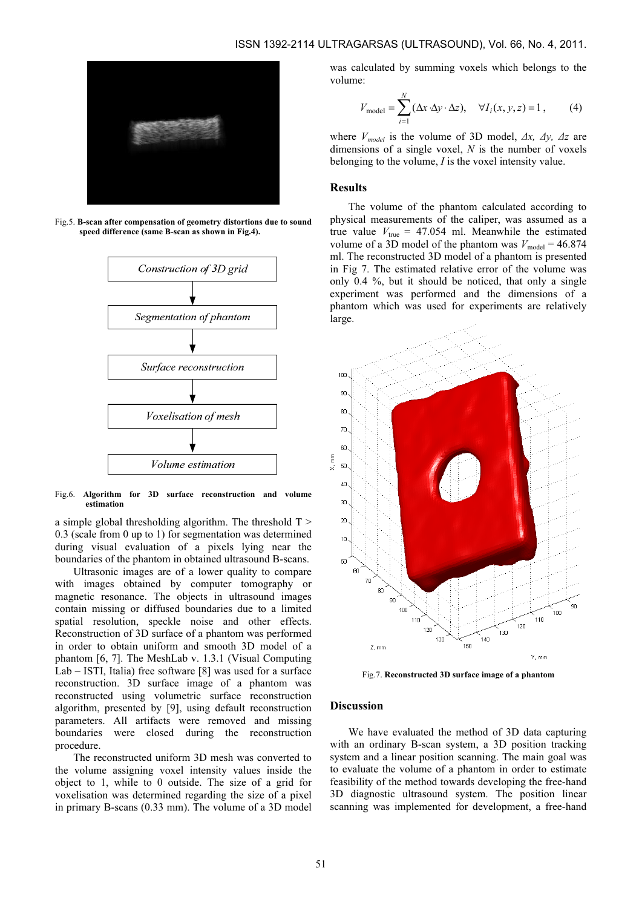Fig.5. **B-scan after compensation of geometry distortions due to sound speed difference (same B-scan as shown in Fig.4).**

*Construction of 3D grid*

↓

*Segmentation of phantom*

↓

*Surface reconstruction*

↓

*Voxelisation of mesh*

↓

*Volume estimation*

Fig.6. **Algorithm for 3D surface reconstruction and volume estimation**

a simple global thresholding algorithm. The threshold T > 0.3 (scale from 0 up to 1) for segmentation was determined during visual evaluation of a pixels lying near the boundaries of the phantom in obtained ultrasound B-scans.

Ultrasonic images are of a lower quality to compare with images obtained by computer tomography or magnetic resonance. The objects in ultrasound images contain missing or diffused boundaries due to a limited spatial resolution, speckle noise and other effects. Reconstruction of 3D surface of a phantom was performed in order to obtain uniform and smooth 3D model of a phantom [6, 7]. The MeshLab v. 1.3.1 (Visual Computing Lab – ISTI, Italia) free software [8] was used for a surface reconstruction. 3D surface image of a phantom was reconstructed using volumetric surface reconstruction algorithm, presented by [9], using default reconstruction parameters. All artifacts were removed and missing boundaries were closed during the reconstruction procedure.

The reconstructed uniform 3D mesh was converted to the volume assigning voxel intensity values inside the object to 1, while to 0 outside. The size of a grid for voxelisation was determined regarding the size of a pixel in primary B-scans (0.33 mm). The volume of a 3D model was calculated by summing voxels which belongs to the volume:

$$V_{\text{model}} = \sum_{i=1}^{N} (\Delta x \cdot \Delta y \cdot \Delta z), \quad \forall I_i(x, y, z) = 1, \tag{4}$$

where $V_{model}$ is the volume of 3D model, $\Delta x$, $\Delta y$, $\Delta z$ are dimensions of a single voxel, $N$ is the number of voxels belonging to the volume, $I$ is the voxel intensity value.

## Results

The volume of the phantom calculated according to physical measurements of the caliper, was assumed as a true value $V_{\text{true}}$ = 47.054 ml. Meanwhile the estimated volume of a 3D model of the phantom was $V_{\text{model}}$ = 46.874 ml. The reconstructed 3D model of a phantom is presented in Fig 7. The estimated relative error of the volume was only 0.4 %, but it should be noticed, that only a single experiment was performed and the dimensions of a phantom which was used for experiments are relatively large.

Fig.7. **Reconstructed 3D surface image of a phantom**

## Discussion

We have evaluated the method of 3D data capturing with an ordinary B-scan system, a 3D position tracking system and a linear position scanning. The main goal was to evaluate the volume of a phantom in order to estimate feasibility of the method towards developing the free-hand 3D diagnostic ultrasound system. The position linear scanning was implemented for development, a free-hand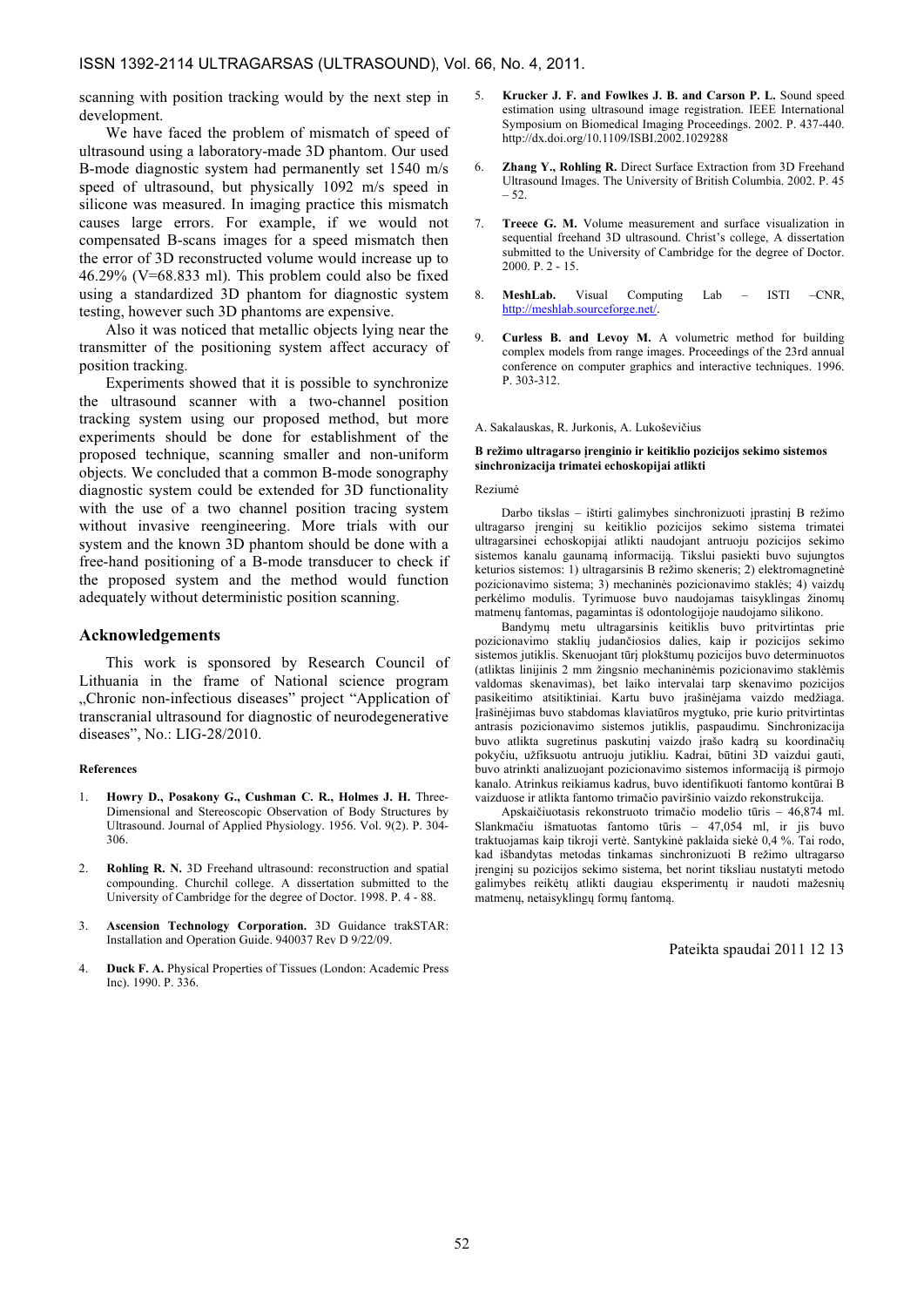scanning with position tracking would by the next step in development.

We have faced the problem of mismatch of speed of ultrasound using a laboratory-made 3D phantom. Our used B-mode diagnostic system had permanently set 1540 m/s speed of ultrasound, but physically 1092 m/s speed in silicone was measured. In imaging practice this mismatch causes large errors. For example, if we would not compensated B-scans images for a speed mismatch then the error of 3D reconstructed volume would increase up to 46.29% (V=68.833 ml). This problem could also be fixed using a standardized 3D phantom for diagnostic system testing, however such 3D phantoms are expensive.

Also it was noticed that metallic objects lying near the transmitter of the positioning system affect accuracy of position tracking.

Experiments showed that it is possible to synchronize the ultrasound scanner with a two-channel position tracking system using our proposed method, but more experiments should be done for establishment of the proposed technique, scanning smaller and non-uniform objects. We concluded that a common B-mode sonography diagnostic system could be extended for 3D functionality with the use of a two channel position tracing system without invasive reengineering. More trials with our system and the known 3D phantom should be done with a free-hand positioning of a B-mode transducer to check if the proposed system and the method would function adequately without deterministic position scanning.

## Acknowledgements

This work is sponsored by Research Council of Lithuania in the frame of National science program „Chronic non-infectious diseases" project "Application of transcranial ultrasound for diagnostic of neurodegenerative diseases", No.: LIG-28/2010.

#### References

1. **Howry D., Posakony G., Cushman C. R., Holmes J. H.** Three-Dimensional and Stereoscopic Observation of Body Structures by Ultrasound. Journal of Applied Physiology. 1956. Vol. 9(2). P. 304-306.
2. **Rohling R. N.** 3D Freehand ultrasound: reconstruction and spatial compounding. Churchil college. A dissertation submitted to the University of Cambridge for the degree of Doctor. 1998. P. 4 - 88.
3. **Ascension Technology Corporation.** 3D Guidance trakSTAR: Installation and Operation Guide. 940037 Rev D 9/22/09.
4. **Duck F. A.** Physical Properties of Tissues (London: Academic Press Inc). 1990. P. 336.
5. **Krucker J. F. and Fowlkes J. B. and Carson P. L.** Sound speed estimation using ultrasound image registration. IEEE International Symposium on Biomedical Imaging Proceedings. 2002. P. 437-440. http://dx.doi.org/10.1109/ISBI.2002.1029288
6. **Zhang Y., Rohling R.** Direct Surface Extraction from 3D Freehand Ultrasound Images. The University of British Columbia. 2002. P. 45 – 52.
7. **Treece G. M.** Volume measurement and surface visualization in sequential freehand 3D ultrasound. Christ's college, A dissertation submitted to the University of Cambridge for the degree of Doctor. 2000. P. 2 - 15.
8. **MeshLab.** Visual Computing Lab – ISTI –CNR, http://meshlab.sourceforge.net/.
9. **Curless B. and Levoy M.** A volumetric method for building complex models from range images. Proceedings of the 23rd annual conference on computer graphics and interactive techniques. 1996. P. 303-312.

A. Sakalauskas, R. Jurkonis, A. Lukoševičius

**B režimo ultragarso įrenginio ir keitiklio pozicijos sekimo sistemos sinchronizacija trimatei echoskopijai atlikti**

Reziumė

Darbo tikslas – ištirti galimybes sinchronizuoti įprastinį B režimo ultragarso įrenginį su keitiklio pozicijos sekimo sistema trimatei ultragarsinei echoskopijai atlikti naudojant antruoju pozicijos sekimo sistemos kanalu gaunamą informaciją. Tikslui pasiekti buvo sujungtos keturios sistemos: 1) ultragarsinis B režimo skeneris; 2) elektromagnetinė pozicionavimo sistema; 3) mechaninės pozicionavimo staklės; 4) vaizdų perkėlimo modulis. Tyrimuose buvo naudojamas taisyklingas žinomų matmenų fantomas, pagamintas iš odontologijoje naudojamo silikono.

Bandymų metu ultragarsinis keitiklis buvo pritvirtintas prie pozicionavimo staklių judančiosios dalies, kaip ir pozicijos sekimo sistemos jutiklis. Skenuojant tūrį plokštumų pozicijos buvo determinuotos (atliktas linijinis 2 mm žingsnio mechaninėmis pozicionavimo staklėmis valdomas skenavimas), bet laiko intervalai tarp skenavimo pozicijos pasikeitimo atsitiktiniai. Kartu buvo įrašinėjama vaizdo medžiaga. Įrašinėjimas buvo stabdomas klaviatūros mygtuko, prie kurio pritvirtintas antrasis pozicionavimo sistemos jutiklis, paspaudimu. Sinchronizacija buvo atlikta sugretinus paskutinį vaizdo įrašo kadrą su koordinačių pokyčiu, užfiksuotu antruoju jutikliu. Kadrai, būtini 3D vaizdui gauti, buvo atrinkti analizuojant pozicionavimo sistemos informaciją iš pirmojo kanalo. Atrinkus reikiamus kadrus, buvo identifikuoti fantomo kontūrai B vaizduose ir atlikta fantomo trimačio paviršinio vaizdo rekonstrukcija.

Apskaičiuotasis rekonstruoto trimačio modelio tūris – 46,874 ml. Slankmačiu išmatuotas fantomo tūris – 47,054 ml, ir jis buvo traktuojamas kaip tikroji vertė. Santykinė paklaida siekė 0,4 %. Tai rodo, kad išbandytas metodas tinkamas sinchronizuoti B režimo ultragarso įrenginį su pozicijos sekimo sistema, bet norint tiksliau nustatyti metodo galimybes reikėtų atlikti daugiau eksperimentų ir naudoti mažesnių matmenų, netaisyklingų formų fantomą.

Pateikta spaudai 2011 12 13